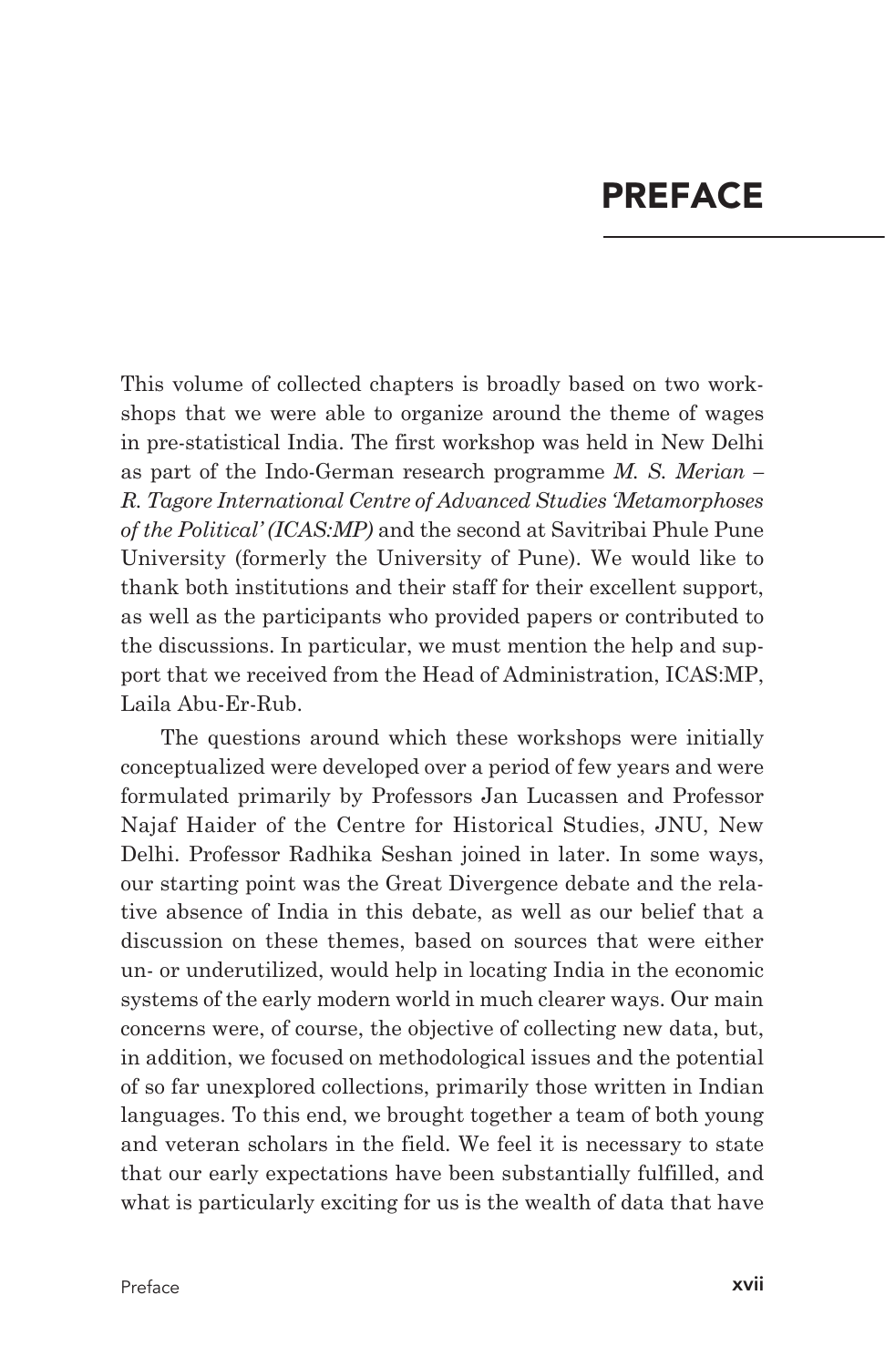# PREFACE

This volume of collected chapters is broadly based on two workshops that we were able to organize around the theme of wages in pre-statistical India. The first workshop was held in New Delhi as part of the Indo-German research programme *M. S. Merian – R. Tagore International Centre of Advanced Studies 'Metamorphoses of the Political' (ICAS:MP)* and the second at Savitribai Phule Pune University (formerly the University of Pune). We would like to thank both institutions and their staff for their excellent support, as well as the participants who provided papers or contributed to the discussions. In particular, we must mention the help and support that we received from the Head of Administration, ICAS:MP, Laila Abu-Er-Rub.

The questions around which these workshops were initially conceptualized were developed over a period of few years and were formulated primarily by Professors Jan Lucassen and Professor Najaf Haider of the Centre for Historical Studies, JNU, New Delhi. Professor Radhika Seshan joined in later. In some ways, our starting point was the Great Divergence debate and the relative absence of India in this debate, as well as our belief that a discussion on these themes, based on sources that were either un- or underutilized, would help in locating India in the economic systems of the early modern world in much clearer ways. Our main concerns were, of course, the objective of collecting new data, but, in addition, we focused on methodological issues and the potential of so far unexplored collections, primarily those written in Indian languages. To this end, we brought together a team of both young and veteran scholars in the field. We feel it is necessary to state that our early expectations have been substantially fulfilled, and what is particularly exciting for us is the wealth of data that have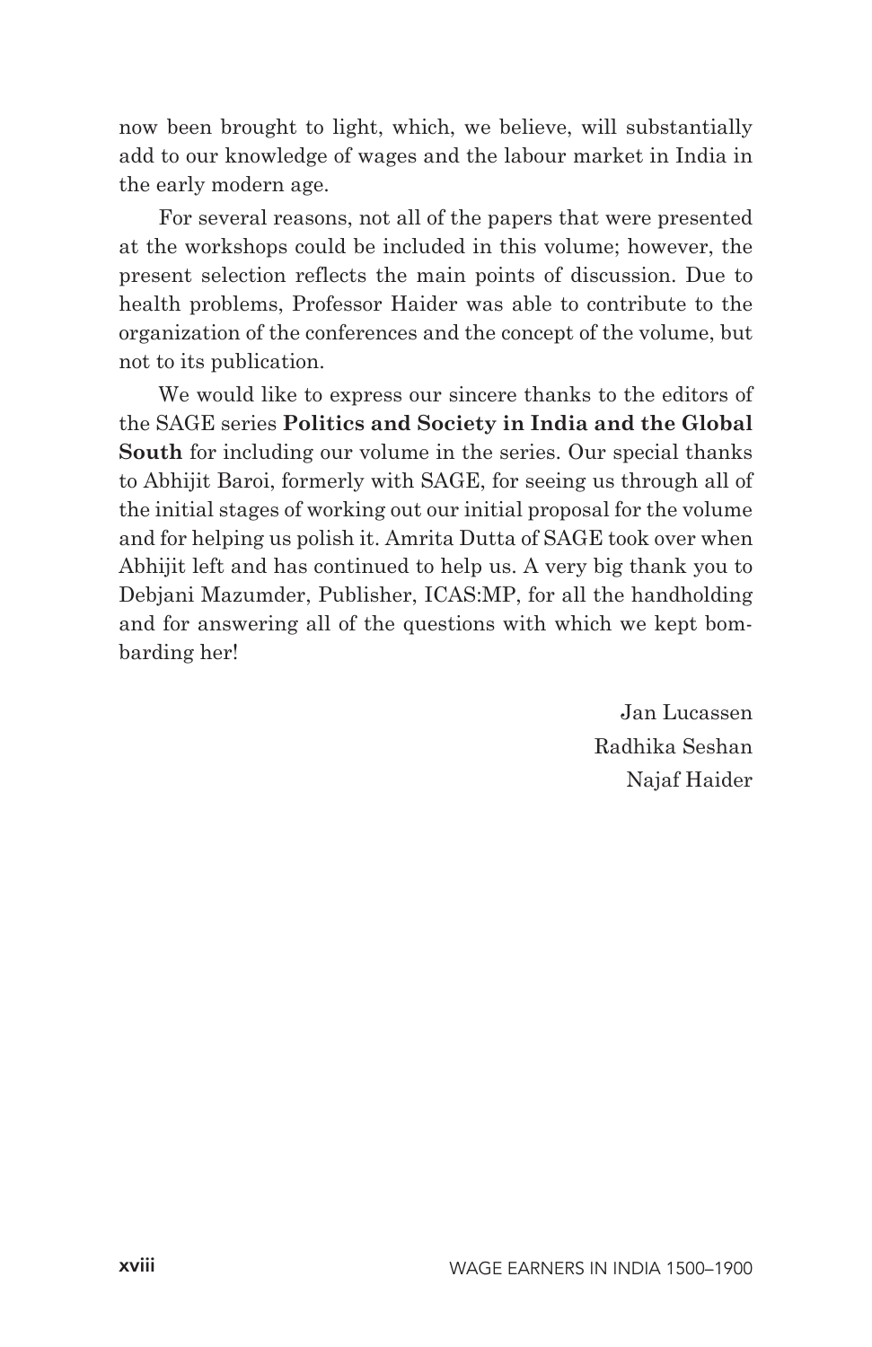now been brought to light, which, we believe, will substantially add to our knowledge of wages and the labour market in India in the early modern age.

For several reasons, not all of the papers that were presented at the workshops could be included in this volume; however, the present selection reflects the main points of discussion. Due to health problems, Professor Haider was able to contribute to the organization of the conferences and the concept of the volume, but not to its publication.

We would like to express our sincere thanks to the editors of the SAGE series **Politics and Society in India and the Global South** for including our volume in the series. Our special thanks to Abhijit Baroi, formerly with SAGE, for seeing us through all of the initial stages of working out our initial proposal for the volume and for helping us polish it. Amrita Dutta of SAGE took over when Abhijit left and has continued to help us. A very big thank you to Debjani Mazumder, Publisher, ICAS:MP, for all the handholding and for answering all of the questions with which we kept bombarding her!

Jan Lucassen
Radhika Seshan
Najaf Haider